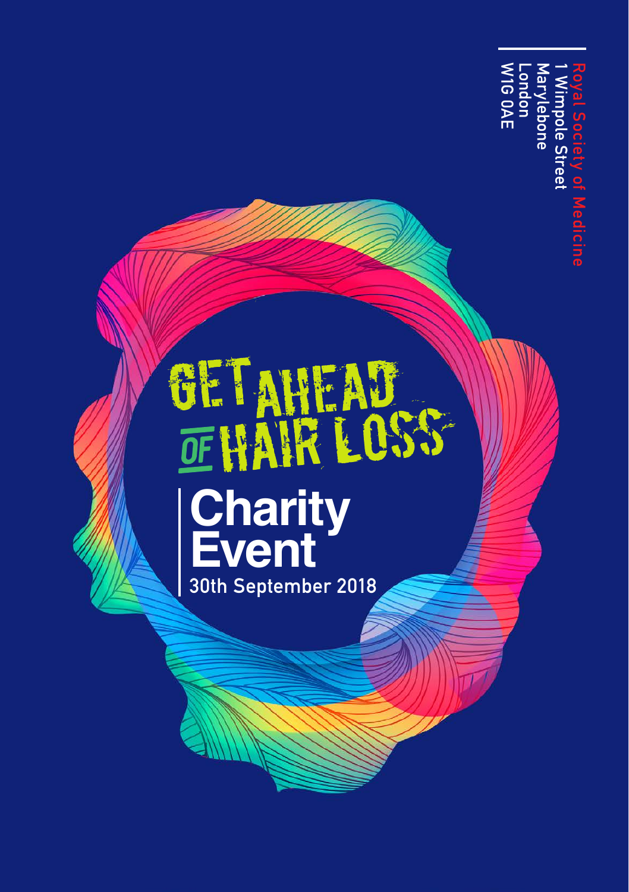Royal Society of Medicine
1 Wimpole Street
Marylebone
London
W1G 0AE

# GET AHEAD OF HAIR LOSS

## Charity Event

30th September 2018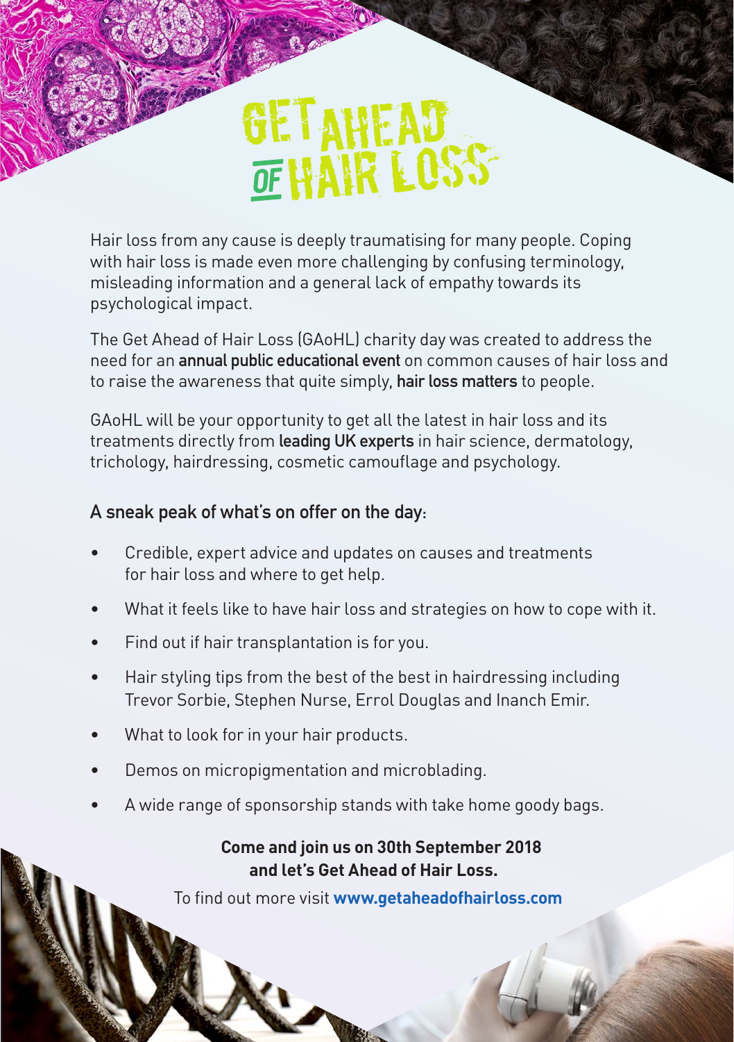# GET AHEAD OF HAIR LOSS

Hair loss from any cause is deeply traumatising for many people. Coping with hair loss is made even more challenging by confusing terminology, misleading information and a general lack of empathy towards its psychological impact.

The Get Ahead of Hair Loss (GAoHL) charity day was created to address the need for an **annual public educational event** on common causes of hair loss and to raise the awareness that quite simply, **hair loss matters** to people.

GAoHL will be your opportunity to get all the latest in hair loss and its treatments directly from **leading UK experts** in hair science, dermatology, trichology, hairdressing, cosmetic camouflage and psychology.

## A sneak peak of what's on offer on the day:

- Credible, expert advice and updates on causes and treatments for hair loss and where to get help.
- What it feels like to have hair loss and strategies on how to cope with it.
- Find out if hair transplantation is for you.
- Hair styling tips from the best of the best in hairdressing including Trevor Sorbie, Stephen Nurse, Errol Douglas and Inanch Emir.
- What to look for in your hair products.
- Demos on micropigmentation and microblading.
- A wide range of sponsorship stands with take home goody bags.

**Come and join us on 30th September 2018 and let's Get Ahead of Hair Loss.**

To find out more visit **www.getaheadofhairloss.com**